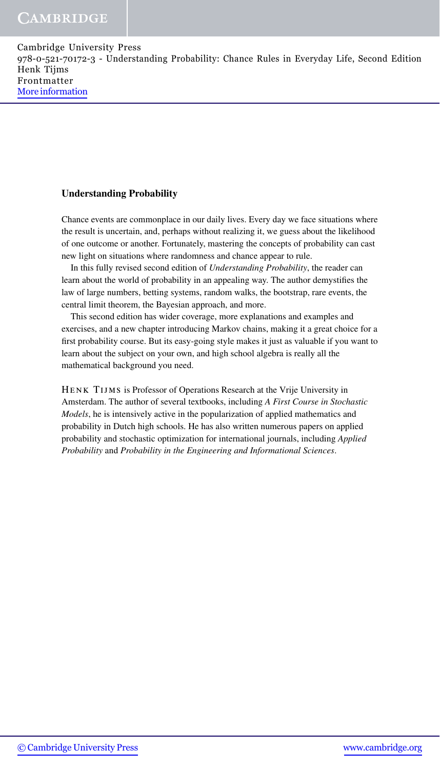## Understanding Probability

Chance events are commonplace in our daily lives. Every day we face situations where the result is uncertain, and, perhaps without realizing it, we guess about the likelihood of one outcome or another. Fortunately, mastering the concepts of probability can cast new light on situations where randomness and chance appear to rule.

In this fully revised second edition of *Understanding Probability*, the reader can learn about the world of probability in an appealing way. The author demystifies the law of large numbers, betting systems, random walks, the bootstrap, rare events, the central limit theorem, the Bayesian approach, and more.

This second edition has wider coverage, more explanations and examples and exercises, and a new chapter introducing Markov chains, making it a great choice for a first probability course. But its easy-going style makes it just as valuable if you want to learn about the subject on your own, and high school algebra is really all the mathematical background you need.

HENK TIJMS is Professor of Operations Research at the Vrije University in Amsterdam. The author of several textbooks, including *A First Course in Stochastic Models*, he is intensively active in the popularization of applied mathematics and probability in Dutch high schools. He has also written numerous papers on applied probability and stochastic optimization for international journals, including *Applied Probability* and *Probability in the Engineering and Informational Sciences*.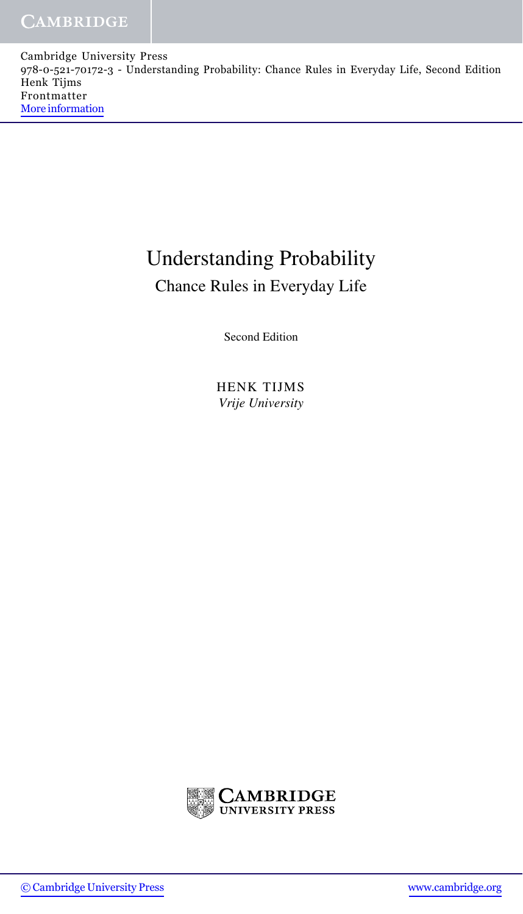# Understanding Probability

## Chance Rules in Everyday Life

Second Edition

HENK TIJMS

*Vrije University*

CAMBRIDGE UNIVERSITY PRESS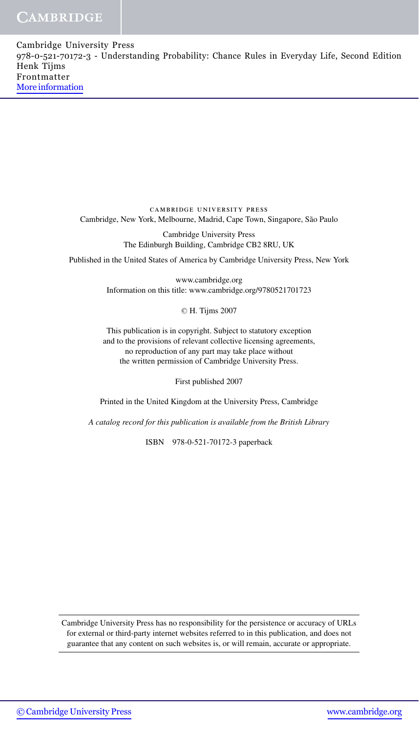CAMBRIDGE UNIVERSITY PRESS
Cambridge, New York, Melbourne, Madrid, Cape Town, Singapore, São Paulo

Cambridge University Press
The Edinburgh Building, Cambridge CB2 8RU, UK

Published in the United States of America by Cambridge University Press, New York

www.cambridge.org
Information on this title: www.cambridge.org/9780521701723

© H. Tijms 2007

This publication is in copyright. Subject to statutory exception
and to the provisions of relevant collective licensing agreements,
no reproduction of any part may take place without
the written permission of Cambridge University Press.

First published 2007

Printed in the United Kingdom at the University Press, Cambridge

*A catalog record for this publication is available from the British Library*

ISBN 978-0-521-70172-3 paperback

---

Cambridge University Press has no responsibility for the persistence or accuracy of URLs
for external or third-party internet websites referred to in this publication, and does not
guarantee that any content on such websites is, or will remain, accurate or appropriate.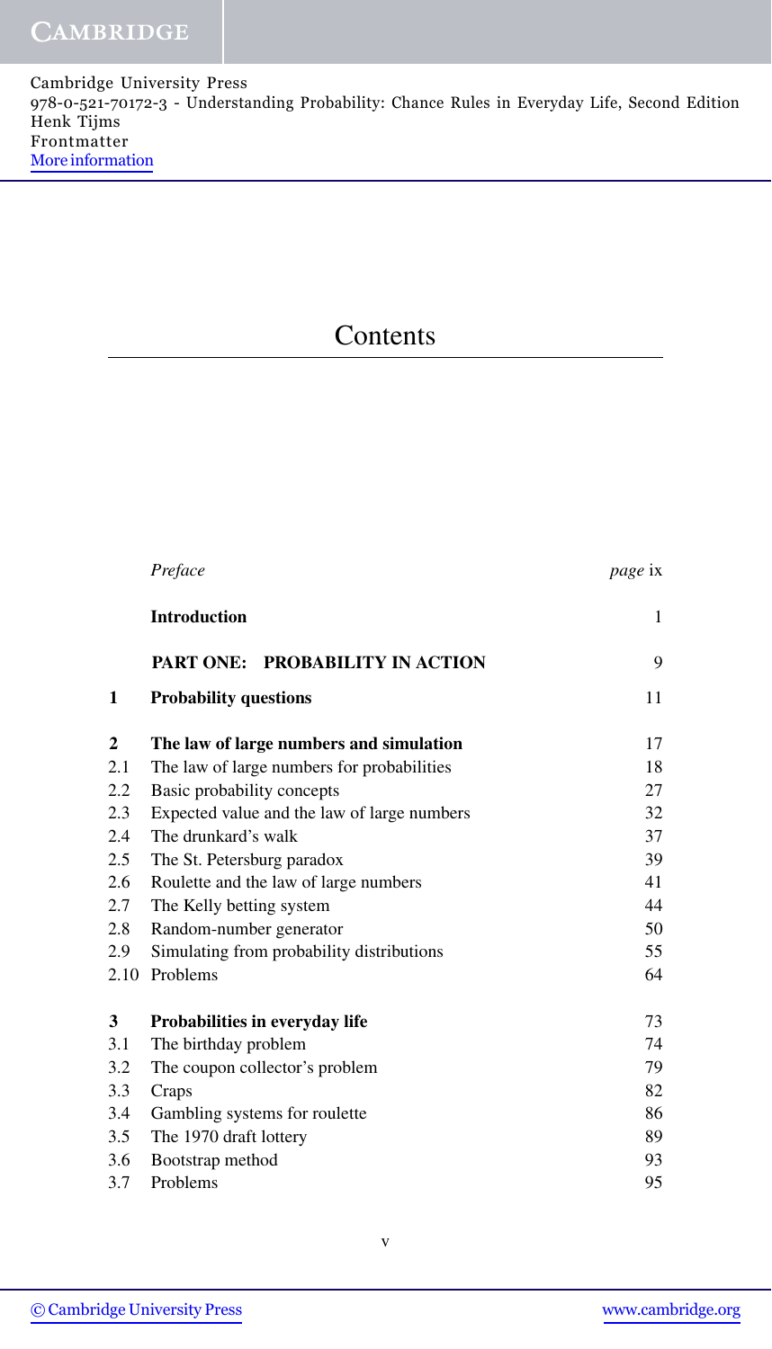# Contents

| | | |
|---|---|---|
| | *Preface* | *page* ix |
| | **Introduction** | 1 |
| | **PART ONE: PROBABILITY IN ACTION** | 9 |
| **1** | **Probability questions** | 11 |
| **2** | **The law of large numbers and simulation** | 17 |
| 2.1 | The law of large numbers for probabilities | 18 |
| 2.2 | Basic probability concepts | 27 |
| 2.3 | Expected value and the law of large numbers | 32 |
| 2.4 | The drunkard's walk | 37 |
| 2.5 | The St. Petersburg paradox | 39 |
| 2.6 | Roulette and the law of large numbers | 41 |
| 2.7 | The Kelly betting system | 44 |
| 2.8 | Random-number generator | 50 |
| 2.9 | Simulating from probability distributions | 55 |
| 2.10 | Problems | 64 |
| **3** | **Probabilities in everyday life** | 73 |
| 3.1 | The birthday problem | 74 |
| 3.2 | The coupon collector's problem | 79 |
| 3.3 | Craps | 82 |
| 3.4 | Gambling systems for roulette | 86 |
| 3.5 | The 1970 draft lottery | 89 |
| 3.6 | Bootstrap method | 93 |
| 3.7 | Problems | 95 |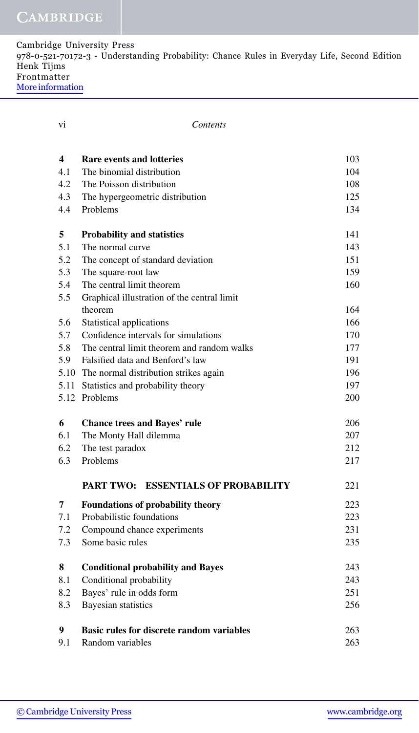| | | |
|---|---|---|
| **4** | **Rare events and lotteries** | 103 |
| 4.1 | The binomial distribution | 104 |
| 4.2 | The Poisson distribution | 108 |
| 4.3 | The hypergeometric distribution | 125 |
| 4.4 | Problems | 134 |
| **5** | **Probability and statistics** | 141 |
| 5.1 | The normal curve | 143 |
| 5.2 | The concept of standard deviation | 151 |
| 5.3 | The square-root law | 159 |
| 5.4 | The central limit theorem | 160 |
| 5.5 | Graphical illustration of the central limit theorem | 164 |
| 5.6 | Statistical applications | 166 |
| 5.7 | Confidence intervals for simulations | 170 |
| 5.8 | The central limit theorem and random walks | 177 |
| 5.9 | Falsified data and Benford's law | 191 |
| 5.10 | The normal distribution strikes again | 196 |
| 5.11 | Statistics and probability theory | 197 |
| 5.12 | Problems | 200 |
| **6** | **Chance trees and Bayes' rule** | 206 |
| 6.1 | The Monty Hall dilemma | 207 |
| 6.2 | The test paradox | 212 |
| 6.3 | Problems | 217 |
| | **PART TWO: ESSENTIALS OF PROBABILITY** | 221 |
| **7** | **Foundations of probability theory** | 223 |
| 7.1 | Probabilistic foundations | 223 |
| 7.2 | Compound chance experiments | 231 |
| 7.3 | Some basic rules | 235 |
| **8** | **Conditional probability and Bayes** | 243 |
| 8.1 | Conditional probability | 243 |
| 8.2 | Bayes' rule in odds form | 251 |
| 8.3 | Bayesian statistics | 256 |
| **9** | **Basic rules for discrete random variables** | 263 |
| 9.1 | Random variables | 263 |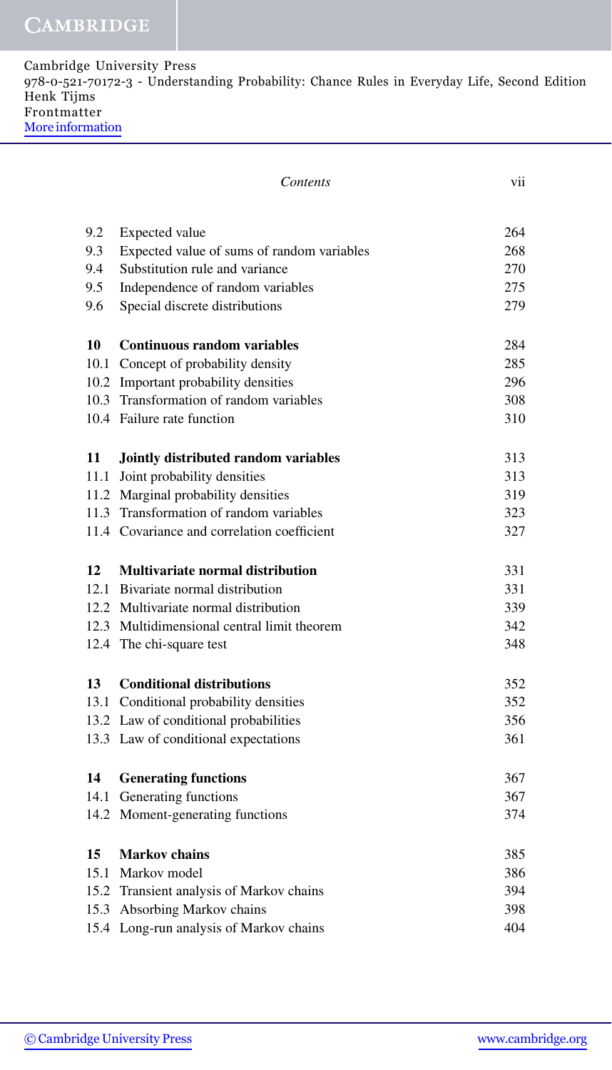| | | |
|---|---|---|
| 9.2 | Expected value | 264 |
| 9.3 | Expected value of sums of random variables | 268 |
| 9.4 | Substitution rule and variance | 270 |
| 9.5 | Independence of random variables | 275 |
| 9.6 | Special discrete distributions | 279 |
| **10** | **Continuous random variables** | 284 |
| 10.1 | Concept of probability density | 285 |
| 10.2 | Important probability densities | 296 |
| 10.3 | Transformation of random variables | 308 |
| 10.4 | Failure rate function | 310 |
| **11** | **Jointly distributed random variables** | 313 |
| 11.1 | Joint probability densities | 313 |
| 11.2 | Marginal probability densities | 319 |
| 11.3 | Transformation of random variables | 323 |
| 11.4 | Covariance and correlation coefficient | 327 |
| **12** | **Multivariate normal distribution** | 331 |
| 12.1 | Bivariate normal distribution | 331 |
| 12.2 | Multivariate normal distribution | 339 |
| 12.3 | Multidimensional central limit theorem | 342 |
| 12.4 | The chi-square test | 348 |
| **13** | **Conditional distributions** | 352 |
| 13.1 | Conditional probability densities | 352 |
| 13.2 | Law of conditional probabilities | 356 |
| 13.3 | Law of conditional expectations | 361 |
| **14** | **Generating functions** | 367 |
| 14.1 | Generating functions | 367 |
| 14.2 | Moment-generating functions | 374 |
| **15** | **Markov chains** | 385 |
| 15.1 | Markov model | 386 |
| 15.2 | Transient analysis of Markov chains | 394 |
| 15.3 | Absorbing Markov chains | 398 |
| 15.4 | Long-run analysis of Markov chains | 404 |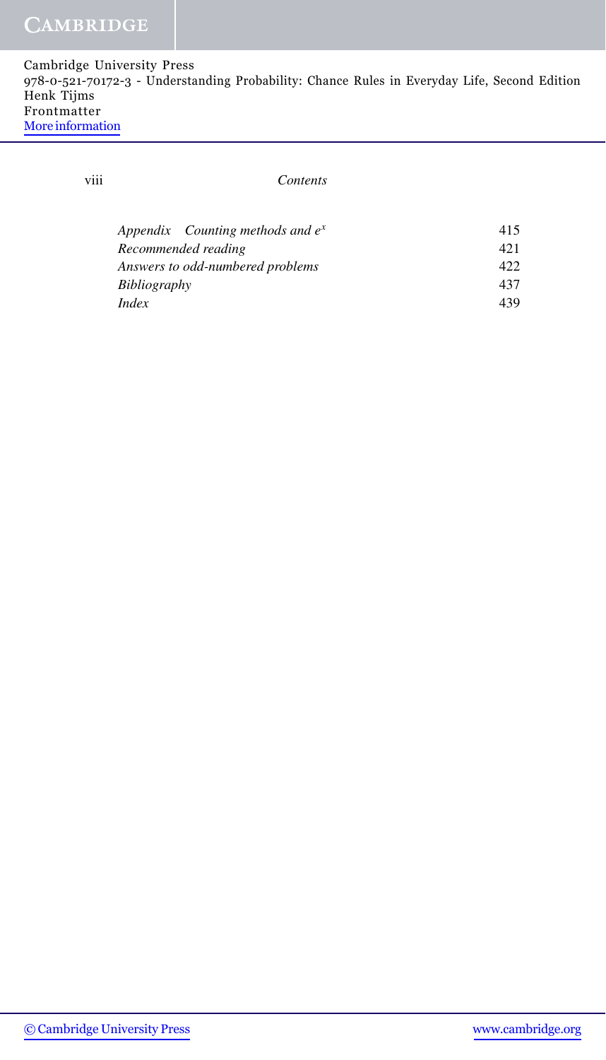| | |
|---|---|
| *Appendix Counting methods and $e^x$* | 415 |
| *Recommended reading* | 421 |
| *Answers to odd-numbered problems* | 422 |
| *Bibliography* | 437 |
| *Index* | 439 |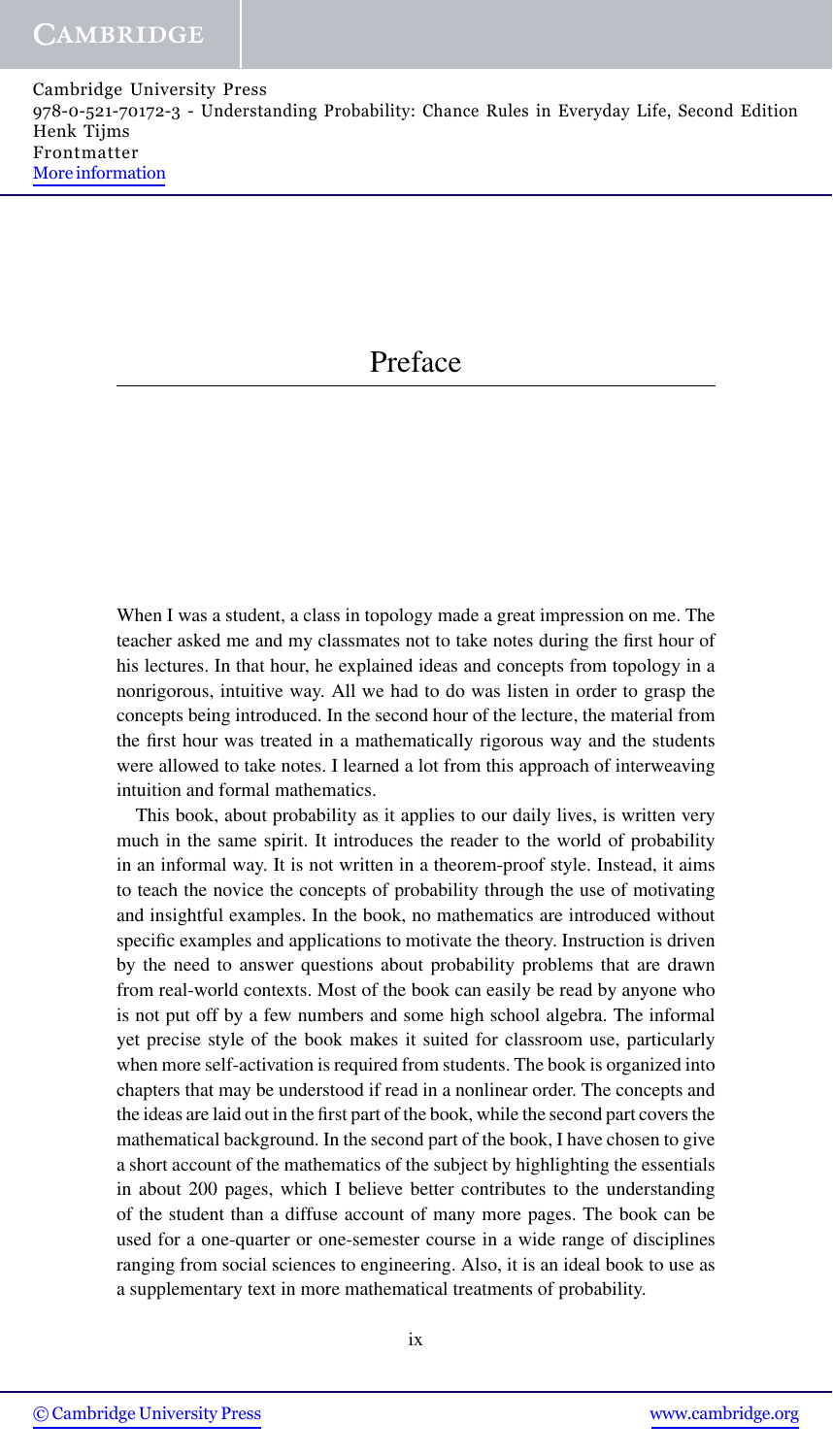# Preface

When I was a student, a class in topology made a great impression on me. The teacher asked me and my classmates not to take notes during the first hour of his lectures. In that hour, he explained ideas and concepts from topology in a nonrigorous, intuitive way. All we had to do was listen in order to grasp the concepts being introduced. In the second hour of the lecture, the material from the first hour was treated in a mathematically rigorous way and the students were allowed to take notes. I learned a lot from this approach of interweaving intuition and formal mathematics.

This book, about probability as it applies to our daily lives, is written very much in the same spirit. It introduces the reader to the world of probability in an informal way. It is not written in a theorem-proof style. Instead, it aims to teach the novice the concepts of probability through the use of motivating and insightful examples. In the book, no mathematics are introduced without specific examples and applications to motivate the theory. Instruction is driven by the need to answer questions about probability problems that are drawn from real-world contexts. Most of the book can easily be read by anyone who is not put off by a few numbers and some high school algebra. The informal yet precise style of the book makes it suited for classroom use, particularly when more self-activation is required from students. The book is organized into chapters that may be understood if read in a nonlinear order. The concepts and the ideas are laid out in the first part of the book, while the second part covers the mathematical background. In the second part of the book, I have chosen to give a short account of the mathematics of the subject by highlighting the essentials in about 200 pages, which I believe better contributes to the understanding of the student than a diffuse account of many more pages. The book can be used for a one-quarter or one-semester course in a wide range of disciplines ranging from social sciences to engineering. Also, it is an ideal book to use as a supplementary text in more mathematical treatments of probability.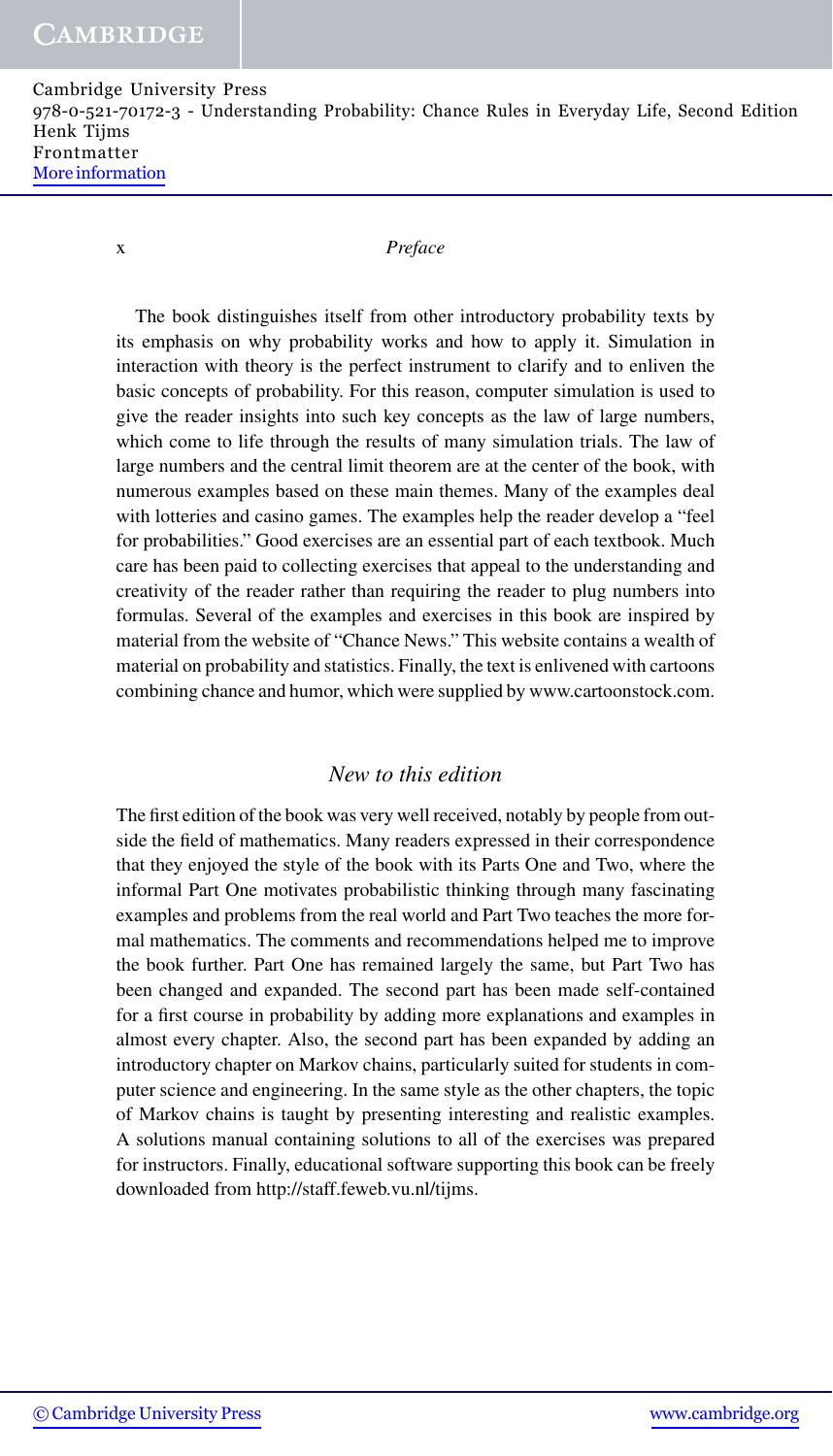The book distinguishes itself from other introductory probability texts by its emphasis on why probability works and how to apply it. Simulation in interaction with theory is the perfect instrument to clarify and to enliven the basic concepts of probability. For this reason, computer simulation is used to give the reader insights into such key concepts as the law of large numbers, which come to life through the results of many simulation trials. The law of large numbers and the central limit theorem are at the center of the book, with numerous examples based on these main themes. Many of the examples deal with lotteries and casino games. The examples help the reader develop a "feel for probabilities." Good exercises are an essential part of each textbook. Much care has been paid to collecting exercises that appeal to the understanding and creativity of the reader rather than requiring the reader to plug numbers into formulas. Several of the examples and exercises in this book are inspired by material from the website of "Chance News." This website contains a wealth of material on probability and statistics. Finally, the text is enlivened with cartoons combining chance and humor, which were supplied by www.cartoonstock.com.

## *New to this edition*

The first edition of the book was very well received, notably by people from outside the field of mathematics. Many readers expressed in their correspondence that they enjoyed the style of the book with its Parts One and Two, where the informal Part One motivates probabilistic thinking through many fascinating examples and problems from the real world and Part Two teaches the more formal mathematics. The comments and recommendations helped me to improve the book further. Part One has remained largely the same, but Part Two has been changed and expanded. The second part has been made self-contained for a first course in probability by adding more explanations and examples in almost every chapter. Also, the second part has been expanded by adding an introductory chapter on Markov chains, particularly suited for students in computer science and engineering. In the same style as the other chapters, the topic of Markov chains is taught by presenting interesting and realistic examples. A solutions manual containing solutions to all of the exercises was prepared for instructors. Finally, educational software supporting this book can be freely downloaded from http://staff.feweb.vu.nl/tijms.